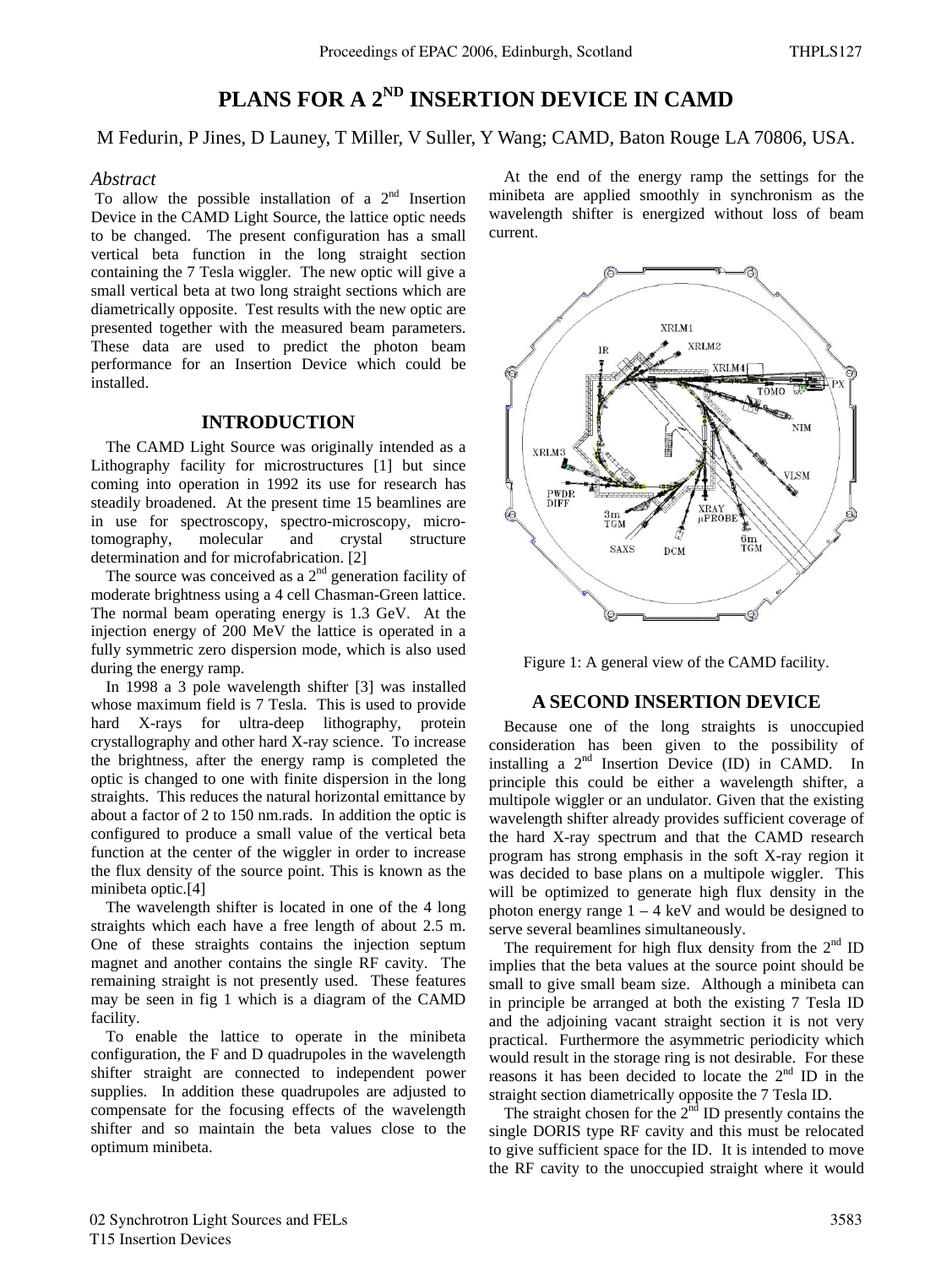# PLANS FOR A 2[ND] INSERTION DEVICE IN CAMD

M Fedurin, P Jines, D Launey, T Miller, V Suller, Y Wang; CAMD, Baton Rouge LA 70806, USA.

*Abstract*

To allow the possible installation of a 2nd Insertion Device in the CAMD Light Source, the lattice optic needs to be changed. The present configuration has a small vertical beta function in the long straight section containing the 7 Tesla wiggler. The new optic will give a small vertical beta at two long straight sections which are diametrically opposite. Test results with the new optic are presented together with the measured beam parameters. These data are used to predict the photon beam performance for an Insertion Device which could be installed.

## INTRODUCTION

The CAMD Light Source was originally intended as a Lithography facility for microstructures [1] but since coming into operation in 1992 its use for research has steadily broadened. At the present time 15 beamlines are in use for spectroscopy, spectro-microscopy, micro-tomography, molecular and crystal structure determination and for microfabrication. [2]

The source was conceived as a 2nd generation facility of moderate brightness using a 4 cell Chasman-Green lattice. The normal beam operating energy is 1.3 GeV. At the injection energy of 200 MeV the lattice is operated in a fully symmetric zero dispersion mode, which is also used during the energy ramp.

In 1998 a 3 pole wavelength shifter [3] was installed whose maximum field is 7 Tesla. This is used to provide hard X-rays for ultra-deep lithography, protein crystallography and other hard X-ray science. To increase the brightness, after the energy ramp is completed the optic is changed to one with finite dispersion in the long straights. This reduces the natural horizontal emittance by about a factor of 2 to 150 nm.rads. In addition the optic is configured to produce a small value of the vertical beta function at the center of the wiggler in order to increase the flux density of the source point. This is known as the minibeta optic.[4]

The wavelength shifter is located in one of the 4 long straights which each have a free length of about 2.5 m. One of these straights contains the injection septum magnet and another contains the single RF cavity. The remaining straight is not presently used. These features may be seen in fig 1 which is a diagram of the CAMD facility.

To enable the lattice to operate in the minibeta configuration, the F and D quadrupoles in the wavelength shifter straight are connected to independent power supplies. In addition these quadrupoles are adjusted to compensate for the focusing effects of the wavelength shifter and so maintain the beta values close to the optimum minibeta.

At the end of the energy ramp the settings for the minibeta are applied smoothly in synchronism as the wavelength shifter is energized without loss of beam current.

XRLM1
XRLM2
IR
XRLM4
PX
TOMO
NIM
XRLM3
VLSM
PWDR DIFF
3m TGM
XRAY μPROBE
6m TGM
SAXS
DCM

Figure 1: A general view of the CAMD facility.

## A SECOND INSERTION DEVICE

Because one of the long straights is unoccupied consideration has been given to the possibility of installing a 2nd Insertion Device (ID) in CAMD. In principle this could be either a wavelength shifter, a multipole wiggler or an undulator. Given that the existing wavelength shifter already provides sufficient coverage of the hard X-ray spectrum and that the CAMD research program has strong emphasis in the soft X-ray region it was decided to base plans on a multipole wiggler. This will be optimized to generate high flux density in the photon energy range 1 – 4 keV and would be designed to serve several beamlines simultaneously.

The requirement for high flux density from the 2nd ID implies that the beta values at the source point should be small to give small beam size. Although a minibeta can in principle be arranged at both the existing 7 Tesla ID and the adjoining vacant straight section it is not very practical. Furthermore the asymmetric periodicity which would result in the storage ring is not desirable. For these reasons it has been decided to locate the 2nd ID in the straight section diametrically opposite the 7 Tesla ID.

The straight chosen for the 2nd ID presently contains the single DORIS type RF cavity and this must be relocated to give sufficient space for the ID. It is intended to move the RF cavity to the unoccupied straight where it would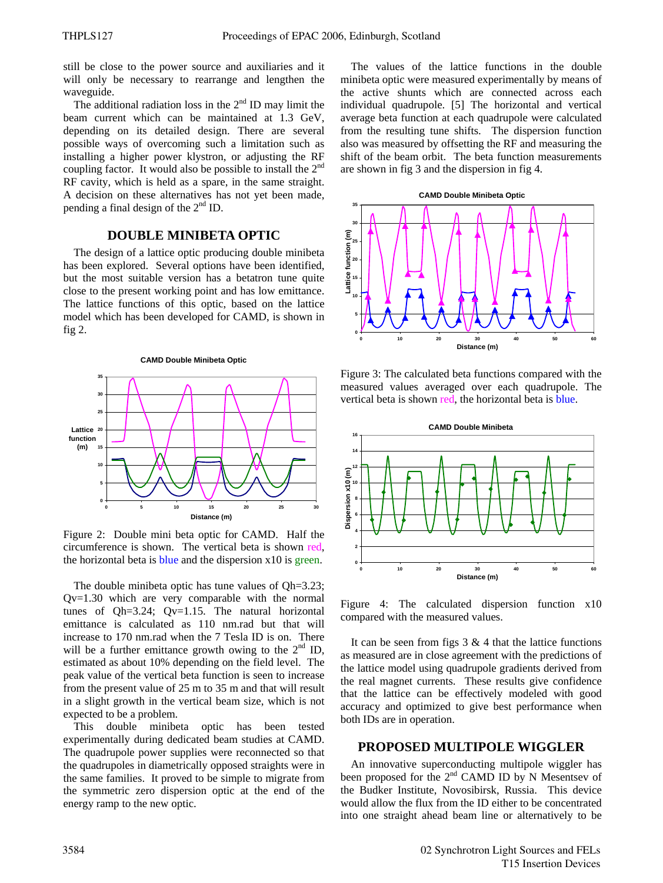still be close to the power source and auxiliaries and it will only be necessary to rearrange and lengthen the waveguide.

The additional radiation loss in the $2^{nd}$ ID may limit the beam current which can be maintained at 1.3 GeV, depending on its detailed design. There are several possible ways of overcoming such a limitation such as installing a higher power klystron, or adjusting the RF coupling factor. It would also be possible to install the $2^{nd}$ RF cavity, which is held as a spare, in the same straight. A decision on these alternatives has not yet been made, pending a final design of the $2^{nd}$ ID.

## DOUBLE MINIBETA OPTIC

The design of a lattice optic producing double minibeta has been explored. Several options have been identified, but the most suitable version has a betatron tune quite close to the present working point and has low emittance. The lattice functions of this optic, based on the lattice model which has been developed for CAMD, is shown in fig 2.

Figure 2: Double mini beta optic for CAMD. Half the circumference is shown. The vertical beta is shown red, the horizontal beta is blue and the dispersion x10 is green.

The double minibeta optic has tune values of Qh=3.23; Qv=1.30 which are very comparable with the normal tunes of Qh=3.24; Qv=1.15. The natural horizontal emittance is calculated as 110 nm.rad but that will increase to 170 nm.rad when the 7 Tesla ID is on. There will be a further emittance growth owing to the $2^{nd}$ ID, estimated as about 10% depending on the field level. The peak value of the vertical beta function is seen to increase from the present value of 25 m to 35 m and that will result in a slight growth in the vertical beam size, which is not expected to be a problem.

This double minibeta optic has been tested experimentally during dedicated beam studies at CAMD. The quadrupole power supplies were reconnected so that the quadrupoles in diametrically opposed straights were in the same families. It proved to be simple to migrate from the symmetric zero dispersion optic at the end of the energy ramp to the new optic.

The values of the lattice functions in the double minibeta optic were measured experimentally by means of the active shunts which are connected across each individual quadrupole. [5] The horizontal and vertical average beta function at each quadrupole were calculated from the resulting tune shifts. The dispersion function also was measured by offsetting the RF and measuring the shift of the beam orbit. The beta function measurements are shown in fig 3 and the dispersion in fig 4.

Figure 3: The calculated beta functions compared with the measured values averaged over each quadrupole. The vertical beta is shown red, the horizontal beta is blue.

Figure 4: The calculated dispersion function x10 compared with the measured values.

It can be seen from figs 3 & 4 that the lattice functions as measured are in close agreement with the predictions of the lattice model using quadrupole gradients derived from the real magnet currents. These results give confidence that the lattice can be effectively modeled with good accuracy and optimized to give best performance when both IDs are in operation.

## PROPOSED MULTIPOLE WIGGLER

An innovative superconducting multipole wiggler has been proposed for the $2^{nd}$ CAMD ID by N Mesentsev of the Budker Institute, Novosibirsk, Russia. This device would allow the flux from the ID either to be concentrated into one straight ahead beam line or alternatively to be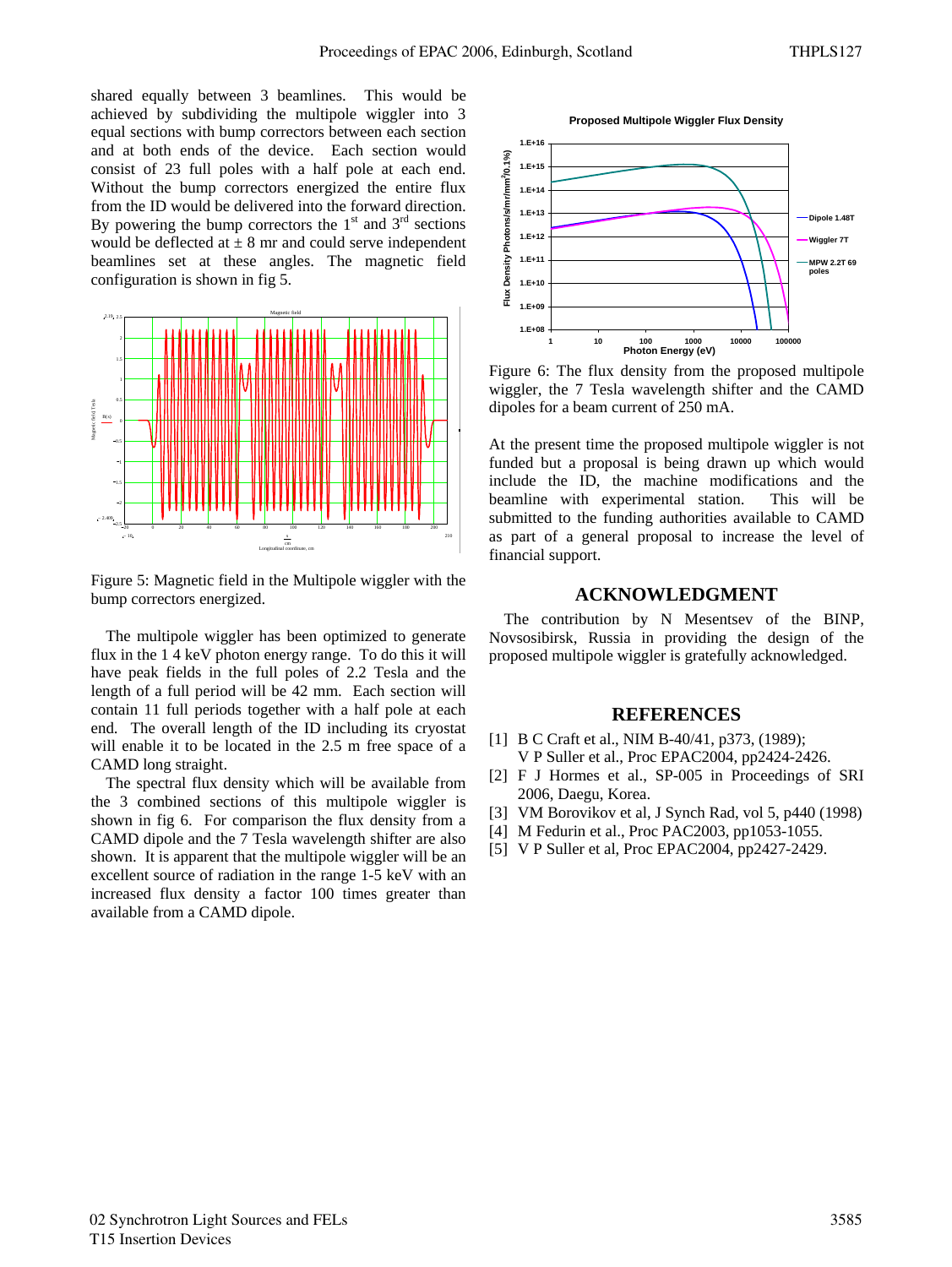shared equally between 3 beamlines. This would be achieved by subdividing the multipole wiggler into 3 equal sections with bump correctors between each section and at both ends of the device. Each section would consist of 23 full poles with a half pole at each end. Without the bump correctors energized the entire flux from the ID would be delivered into the forward direction. By powering the bump correctors the 1st and 3rd sections would be deflected at ± 8 mr and could serve independent beamlines set at these angles. The magnetic field configuration is shown in fig 5.

Magnetic field

Magnetic field Tesla

B(z)

Longitudinal coordinate, cm

Figure 5: Magnetic field in the Multipole wiggler with the bump correctors energized.

The multipole wiggler has been optimized to generate flux in the 1 4 keV photon energy range. To do this it will have peak fields in the full poles of 2.2 Tesla and the length of a full period will be 42 mm. Each section will contain 11 full periods together with a half pole at each end. The overall length of the ID including its cryostat will enable it to be located in the 2.5 m free space of a CAMD long straight.

The spectral flux density which will be available from the 3 combined sections of this multipole wiggler is shown in fig 6. For comparison the flux density from a CAMD dipole and the 7 Tesla wavelength shifter are also shown. It is apparent that the multipole wiggler will be an excellent source of radiation in the range 1-5 keV with an increased flux density a factor 100 times greater than available from a CAMD dipole.

Proposed Multipole Wiggler Flux Density

Flux Density Photons/s/mr/mm²/0.1%)

Photon Energy (eV)

Dipole 1.48T

Wiggler 7T

MPW 2.2T 69 poles

Figure 6: The flux density from the proposed multipole wiggler, the 7 Tesla wavelength shifter and the CAMD dipoles for a beam current of 250 mA.

At the present time the proposed multipole wiggler is not funded but a proposal is being drawn up which would include the ID, the machine modifications and the beamline with experimental station. This will be submitted to the funding authorities available to CAMD as part of a general proposal to increase the level of financial support.

## ACKNOWLEDGMENT

The contribution by N Mesentsev of the BINP, Novsosibirsk, Russia in providing the design of the proposed multipole wiggler is gratefully acknowledged.

## REFERENCES

[1] B C Craft et al., NIM B-40/41, p373, (1989); V P Suller et al., Proc EPAC2004, pp2424-2426.

[2] F J Hormes et al., SP-005 in Proceedings of SRI 2006, Daegu, Korea.

[3] VM Borovikov et al, J Synch Rad, vol 5, p440 (1998)

[4] M Fedurin et al., Proc PAC2003, pp1053-1055.

[5] V P Suller et al, Proc EPAC2004, pp2427-2429.